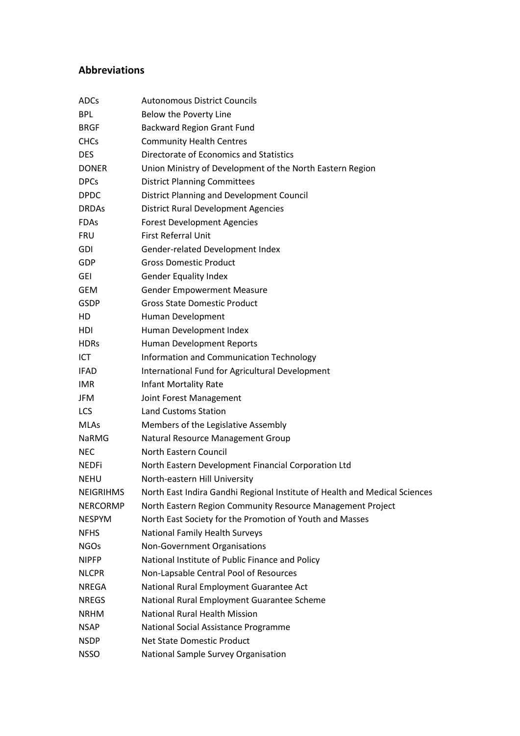## Abbreviations

| | |
|---|---|
| ADCs | Autonomous District Councils |
| BPL | Below the Poverty Line |
| BRGF | Backward Region Grant Fund |
| CHCs | Community Health Centres |
| DES | Directorate of Economics and Statistics |
| DONER | Union Ministry of Development of the North Eastern Region |
| DPCs | District Planning Committees |
| DPDC | District Planning and Development Council |
| DRDAs | District Rural Development Agencies |
| FDAs | Forest Development Agencies |
| FRU | First Referral Unit |
| GDI | Gender-related Development Index |
| GDP | Gross Domestic Product |
| GEI | Gender Equality Index |
| GEM | Gender Empowerment Measure |
| GSDP | Gross State Domestic Product |
| HD | Human Development |
| HDI | Human Development Index |
| HDRs | Human Development Reports |
| ICT | Information and Communication Technology |
| IFAD | International Fund for Agricultural Development |
| IMR | Infant Mortality Rate |
| JFM | Joint Forest Management |
| LCS | Land Customs Station |
| MLAs | Members of the Legislative Assembly |
| NaRMG | Natural Resource Management Group |
| NEC | North Eastern Council |
| NEDFi | North Eastern Development Financial Corporation Ltd |
| NEHU | North-eastern Hill University |
| NEIGRIHMS | North East Indira Gandhi Regional Institute of Health and Medical Sciences |
| NERCORMP | North Eastern Region Community Resource Management Project |
| NESPYM | North East Society for the Promotion of Youth and Masses |
| NFHS | National Family Health Surveys |
| NGOs | Non-Government Organisations |
| NIPFP | National Institute of Public Finance and Policy |
| NLCPR | Non-Lapsable Central Pool of Resources |
| NREGA | National Rural Employment Guarantee Act |
| NREGS | National Rural Employment Guarantee Scheme |
| NRHM | National Rural Health Mission |
| NSAP | National Social Assistance Programme |
| NSDP | Net State Domestic Product |
| NSSO | National Sample Survey Organisation |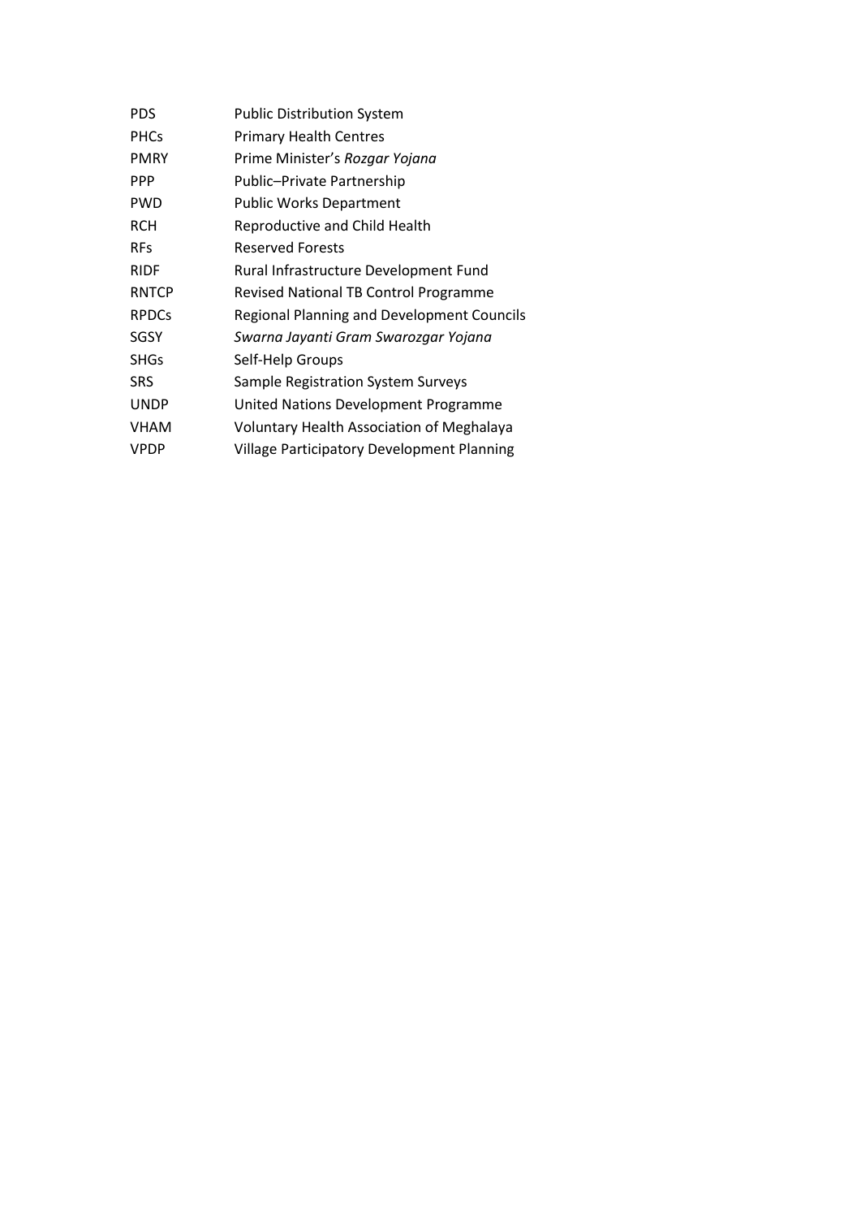| | |
|---|---|
| PDS | Public Distribution System |
| PHCs | Primary Health Centres |
| PMRY | Prime Minister's *Rozgar Yojana* |
| PPP | Public–Private Partnership |
| PWD | Public Works Department |
| RCH | Reproductive and Child Health |
| RFs | Reserved Forests |
| RIDF | Rural Infrastructure Development Fund |
| RNTCP | Revised National TB Control Programme |
| RPDCs | Regional Planning and Development Councils |
| SGSY | *Swarna Jayanti Gram Swarozgar Yojana* |
| SHGs | Self-Help Groups |
| SRS | Sample Registration System Surveys |
| UNDP | United Nations Development Programme |
| VHAM | Voluntary Health Association of Meghalaya |
| VPDP | Village Participatory Development Planning |